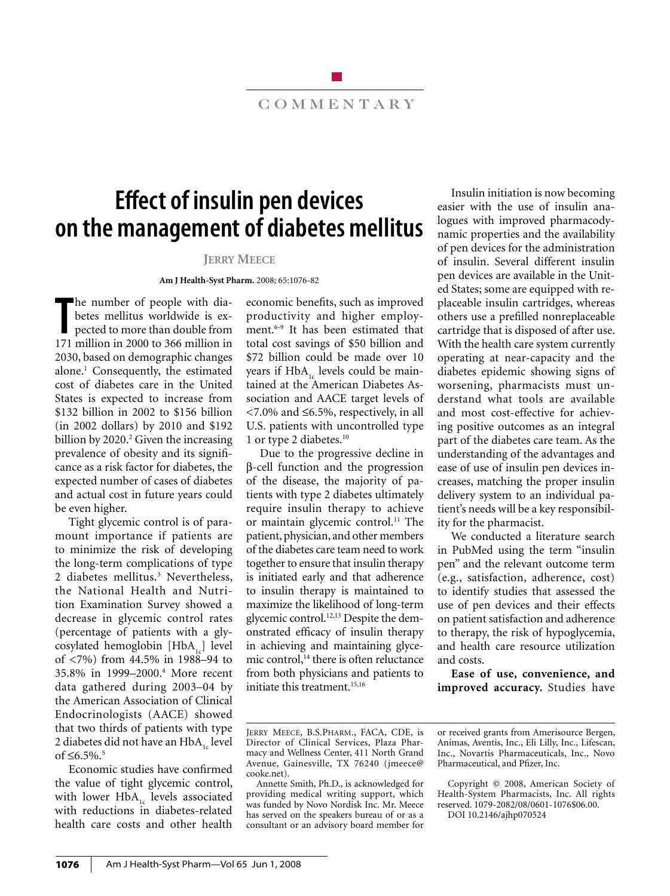COMMENTARY

# Effect of insulin pen devices on the management of diabetes mellitus

JERRY MEECE

Am J Health-Syst Pharm. 2008; 65:1076-82

The number of people with diabetes mellitus worldwide is expected to more than double from 171 million in 2000 to 366 million in 2030, based on demographic changes alone.[1] Consequently, the estimated cost of diabetes care in the United States is expected to increase from \$132 billion in 2002 to \$156 billion (in 2002 dollars) by 2010 and \$192 billion by 2020.[2] Given the increasing prevalence of obesity and its significance as a risk factor for diabetes, the expected number of cases of diabetes and actual cost in future years could be even higher.

Tight glycemic control is of paramount importance if patients are to minimize the risk of developing the long-term complications of type 2 diabetes mellitus.[3] Nevertheless, the National Health and Nutrition Examination Survey showed a decrease in glycemic control rates (percentage of patients with a glycosylated hemoglobin [$HbA_{1c}$] level of <7%) from 44.5% in 1988–94 to 35.8% in 1999–2000.[4] More recent data gathered during 2003–04 by the American Association of Clinical Endocrinologists (AACE) showed that two thirds of patients with type 2 diabetes did not have an $HbA_{1c}$ level of ≤6.5%.[5]

Economic studies have confirmed the value of tight glycemic control, with lower $HbA_{1c}$ levels associated with reductions in diabetes-related health care costs and other health economic benefits, such as improved productivity and higher employment.[6-9] It has been estimated that total cost savings of \$50 billion and \$72 billion could be made over 10 years if $HbA_{1c}$ levels could be maintained at the American Diabetes Association and AACE target levels of <7.0% and ≤6.5%, respectively, in all U.S. patients with uncontrolled type 1 or type 2 diabetes.[10]

Due to the progressive decline in β-cell function and the progression of the disease, the majority of patients with type 2 diabetes ultimately require insulin therapy to achieve or maintain glycemic control.[11] The patient, physician, and other members of the diabetes care team need to work together to ensure that insulin therapy is initiated early and that adherence to insulin therapy is maintained to maximize the likelihood of long-term glycemic control.[12,13] Despite the demonstrated efficacy of insulin therapy in achieving and maintaining glycemic control,[14] there is often reluctance from both physicians and patients to initiate this treatment.[15,16]

Insulin initiation is now becoming easier with the use of insulin analogues with improved pharmacodynamic properties and the availability of pen devices for the administration of insulin. Several different insulin pen devices are available in the United States; some are equipped with replaceable insulin cartridges, whereas others use a prefilled nonreplaceable cartridge that is disposed of after use. With the health care system currently operating at near-capacity and the diabetes epidemic showing signs of worsening, pharmacists must understand what tools are available and most cost-effective for achieving positive outcomes as an integral part of the diabetes care team. As the understanding of the advantages and ease of use of insulin pen devices increases, matching the proper insulin delivery system to an individual patient's needs will be a key responsibility for the pharmacist.

We conducted a literature search in PubMed using the term "insulin pen" and the relevant outcome term (e.g., satisfaction, adherence, cost) to identify studies that assessed the use of pen devices and their effects on patient satisfaction and adherence to therapy, the risk of hypoglycemia, and health care resource utilization and costs.

**Ease of use, convenience, and improved accuracy.** Studies have

JERRY MEECE, B.S.PHARM., FACA, CDE, is Director of Clinical Services, Plaza Pharmacy and Wellness Center, 411 North Grand Avenue, Gainesville, TX 76240 (jmeece@cooke.net).

Annette Smith, Ph.D., is acknowledged for providing medical writing support, which was funded by Novo Nordisk Inc. Mr. Meece has served on the speakers bureau of or as a consultant or an advisory board member for or received grants from Amerisource Bergen, Animas, Aventis, Inc., Eli Lilly, Inc., Lifescan, Inc., Novartis Pharmaceuticals, Inc., Novo Pharmaceutical, and Pfizer, Inc.

Copyright © 2008, American Society of Health-System Pharmacists, Inc. All rights reserved. 1079-2082/08/0601-1076\$06.00.

DOI 10.2146/ajhp070524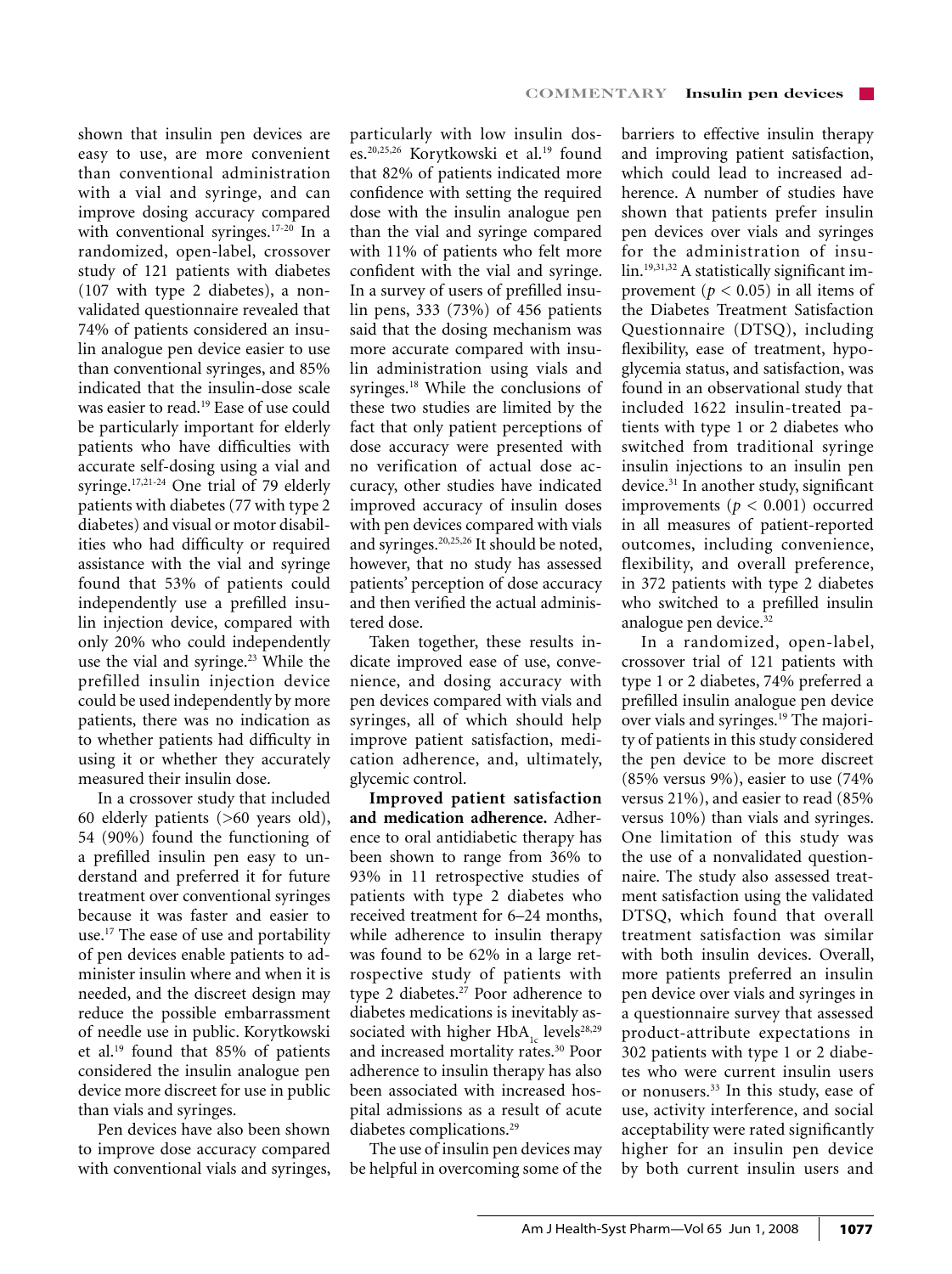shown that insulin pen devices are easy to use, are more convenient than conventional administration with a vial and syringe, and can improve dosing accuracy compared with conventional syringes.[17-20] In a randomized, open-label, crossover study of 121 patients with diabetes (107 with type 2 diabetes), a non-validated questionnaire revealed that 74% of patients considered an insulin analogue pen device easier to use than conventional syringes, and 85% indicated that the insulin-dose scale was easier to read.[19] Ease of use could be particularly important for elderly patients who have difficulties with accurate self-dosing using a vial and syringe.[17,21-24] One trial of 79 elderly patients with diabetes (77 with type 2 diabetes) and visual or motor disabilities who had difficulty or required assistance with the vial and syringe found that 53% of patients could independently use a prefilled insulin injection device, compared with only 20% who could independently use the vial and syringe.[23] While the prefilled insulin injection device could be used independently by more patients, there was no indication as to whether patients had difficulty in using it or whether they accurately measured their insulin dose.

In a crossover study that included 60 elderly patients (>60 years old), 54 (90%) found the functioning of a prefilled insulin pen easy to understand and preferred it for future treatment over conventional syringes because it was faster and easier to use.[17] The ease of use and portability of pen devices enable patients to administer insulin where and when it is needed, and the discreet design may reduce the possible embarrassment of needle use in public. Korytkowski et al.[19] found that 85% of patients considered the insulin analogue pen device more discreet for use in public than vials and syringes.

Pen devices have also been shown to improve dose accuracy compared with conventional vials and syringes, particularly with low insulin doses.[20,25,26] Korytkowski et al.[19] found that 82% of patients indicated more confidence with setting the required dose with the insulin analogue pen than the vial and syringe compared with 11% of patients who felt more confident with the vial and syringe. In a survey of users of prefilled insulin pens, 333 (73%) of 456 patients said that the dosing mechanism was more accurate compared with insulin administration using vials and syringes.[18] While the conclusions of these two studies are limited by the fact that only patient perceptions of dose accuracy were presented with no verification of actual dose accuracy, other studies have indicated improved accuracy of insulin doses with pen devices compared with vials and syringes.[20,25,26] It should be noted, however, that no study has assessed patients' perception of dose accuracy and then verified the actual administered dose.

Taken together, these results indicate improved ease of use, convenience, and dosing accuracy with pen devices compared with vials and syringes, all of which should help improve patient satisfaction, medication adherence, and, ultimately, glycemic control.

**Improved patient satisfaction and medication adherence.** Adherence to oral antidiabetic therapy has been shown to range from 36% to 93% in 11 retrospective studies of patients with type 2 diabetes who received treatment for 6–24 months, while adherence to insulin therapy was found to be 62% in a large retrospective study of patients with type 2 diabetes.[27] Poor adherence to diabetes medications is inevitably associated with higher $HbA_{1c}$ levels[28,29] and increased mortality rates.[30] Poor adherence to insulin therapy has also been associated with increased hospital admissions as a result of acute diabetes complications.[29]

The use of insulin pen devices may be helpful in overcoming some of the barriers to effective insulin therapy and improving patient satisfaction, which could lead to increased adherence. A number of studies have shown that patients prefer insulin pen devices over vials and syringes for the administration of insulin.[19,31,32] A statistically significant improvement ($p < 0.05$) in all items of the Diabetes Treatment Satisfaction Questionnaire (DTSQ), including flexibility, ease of treatment, hypoglycemia status, and satisfaction, was found in an observational study that included 1622 insulin-treated patients with type 1 or 2 diabetes who switched from traditional syringe insulin injections to an insulin pen device.[31] In another study, significant improvements ($p < 0.001$) occurred in all measures of patient-reported outcomes, including convenience, flexibility, and overall preference, in 372 patients with type 2 diabetes who switched to a prefilled insulin analogue pen device.[32]

In a randomized, open-label, crossover trial of 121 patients with type 1 or 2 diabetes, 74% preferred a prefilled insulin analogue pen device over vials and syringes.[19] The majority of patients in this study considered the pen device to be more discreet (85% versus 9%), easier to use (74% versus 21%), and easier to read (85% versus 10%) than vials and syringes. One limitation of this study was the use of a nonvalidated questionnaire. The study also assessed treatment satisfaction using the validated DTSQ, which found that overall treatment satisfaction was similar with both insulin devices. Overall, more patients preferred an insulin pen device over vials and syringes in a questionnaire survey that assessed product-attribute expectations in 302 patients with type 1 or 2 diabetes who were current insulin users or nonusers.[33] In this study, ease of use, activity interference, and social acceptability were rated significantly higher for an insulin pen device by both current insulin users and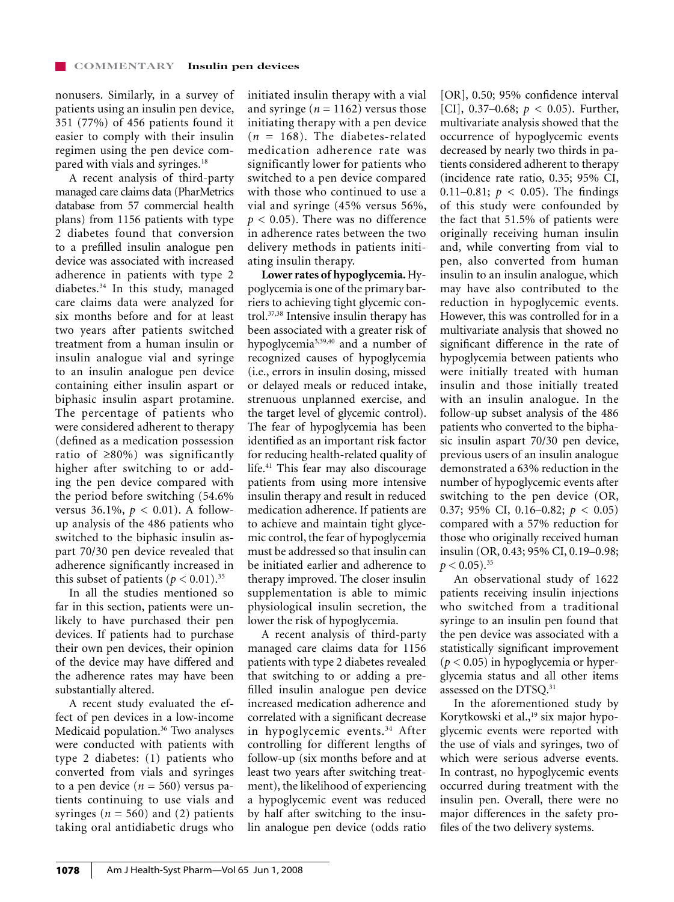nonusers. Similarly, in a survey of patients using an insulin pen device, 351 (77%) of 456 patients found it easier to comply with their insulin regimen using the pen device compared with vials and syringes.[18]

A recent analysis of third-party managed care claims data (PharMetrics database from 57 commercial health plans) from 1156 patients with type 2 diabetes found that conversion to a prefilled insulin analogue pen device was associated with increased adherence in patients with type 2 diabetes.[34] In this study, managed care claims data were analyzed for six months before and for at least two years after patients switched treatment from a human insulin or insulin analogue vial and syringe to an insulin analogue pen device containing either insulin aspart or biphasic insulin aspart protamine. The percentage of patients who were considered adherent to therapy (defined as a medication possession ratio of ≥80%) was significantly higher after switching to or adding the pen device compared with the period before switching (54.6% versus 36.1%, $p < 0.01$). A follow-up analysis of the 486 patients who switched to the biphasic insulin aspart 70/30 pen device revealed that adherence significantly increased in this subset of patients ($p < 0.01$).[35]

In all the studies mentioned so far in this section, patients were unlikely to have purchased their pen devices. If patients had to purchase their own pen devices, their opinion of the device may have differed and the adherence rates may have been substantially altered.

A recent study evaluated the effect of pen devices in a low-income Medicaid population.[36] Two analyses were conducted with patients with type 2 diabetes: (1) patients who converted from vials and syringes to a pen device ($n = 560$) versus patients continuing to use vials and syringes ($n = 560$) and (2) patients taking oral antidiabetic drugs who initiated insulin therapy with a vial and syringe ($n = 1162$) versus those initiating therapy with a pen device ($n = 168$). The diabetes-related medication adherence rate was significantly lower for patients who switched to a pen device compared with those who continued to use a vial and syringe (45% versus 56%, $p < 0.05$). There was no difference in adherence rates between the two delivery methods in patients initiating insulin therapy.

**Lower rates of hypoglycemia.** Hypoglycemia is one of the primary barriers to achieving tight glycemic control.[37,38] Intensive insulin therapy has been associated with a greater risk of hypoglycemia[3,39,40] and a number of recognized causes of hypoglycemia (i.e., errors in insulin dosing, missed or delayed meals or reduced intake, strenuous unplanned exercise, and the target level of glycemic control). The fear of hypoglycemia has been identified as an important risk factor for reducing health-related quality of life.[41] This fear may also discourage patients from using more intensive insulin therapy and result in reduced medication adherence. If patients are to achieve and maintain tight glycemic control, the fear of hypoglycemia must be addressed so that insulin can be initiated earlier and adherence to therapy improved. The closer insulin supplementation is able to mimic physiological insulin secretion, the lower the risk of hypoglycemia.

A recent analysis of third-party managed care claims data for 1156 patients with type 2 diabetes revealed that switching to or adding a prefilled insulin analogue pen device increased medication adherence and correlated with a significant decrease in hypoglycemic events.[34] After controlling for different lengths of follow-up (six months before and at least two years after switching treatment), the likelihood of experiencing a hypoglycemic event was reduced by half after switching to the insulin analogue pen device (odds ratio [OR], 0.50; 95% confidence interval [CI], 0.37–0.68; $p < 0.05$). Further, multivariate analysis showed that the occurrence of hypoglycemic events decreased by nearly two thirds in patients considered adherent to therapy (incidence rate ratio, 0.35; 95% CI, 0.11–0.81; $p < 0.05$). The findings of this study were confounded by the fact that 51.5% of patients were originally receiving human insulin and, while converting from vial to pen, also converted from human insulin to an insulin analogue, which may have also contributed to the reduction in hypoglycemic events. However, this was controlled for in a multivariate analysis that showed no significant difference in the rate of hypoglycemia between patients who were initially treated with human insulin and those initially treated with an insulin analogue. In the follow-up subset analysis of the 486 patients who converted to the biphasic insulin aspart 70/30 pen device, previous users of an insulin analogue demonstrated a 63% reduction in the number of hypoglycemic events after switching to the pen device (OR, 0.37; 95% CI, 0.16–0.82; $p < 0.05$) compared with a 57% reduction for those who originally received human insulin (OR, 0.43; 95% CI, 0.19–0.98; $p < 0.05$).[35]

An observational study of 1622 patients receiving insulin injections who switched from a traditional syringe to an insulin pen found that the pen device was associated with a statistically significant improvement ($p < 0.05$) in hypoglycemia or hyperglycemia status and all other items assessed on the DTSQ.[31]

In the aforementioned study by Korytkowski et al.,[19] six major hypoglycemic events were reported with the use of vials and syringes, two of which were serious adverse events. In contrast, no hypoglycemic events occurred during treatment with the insulin pen. Overall, there were no major differences in the safety profiles of the two delivery systems.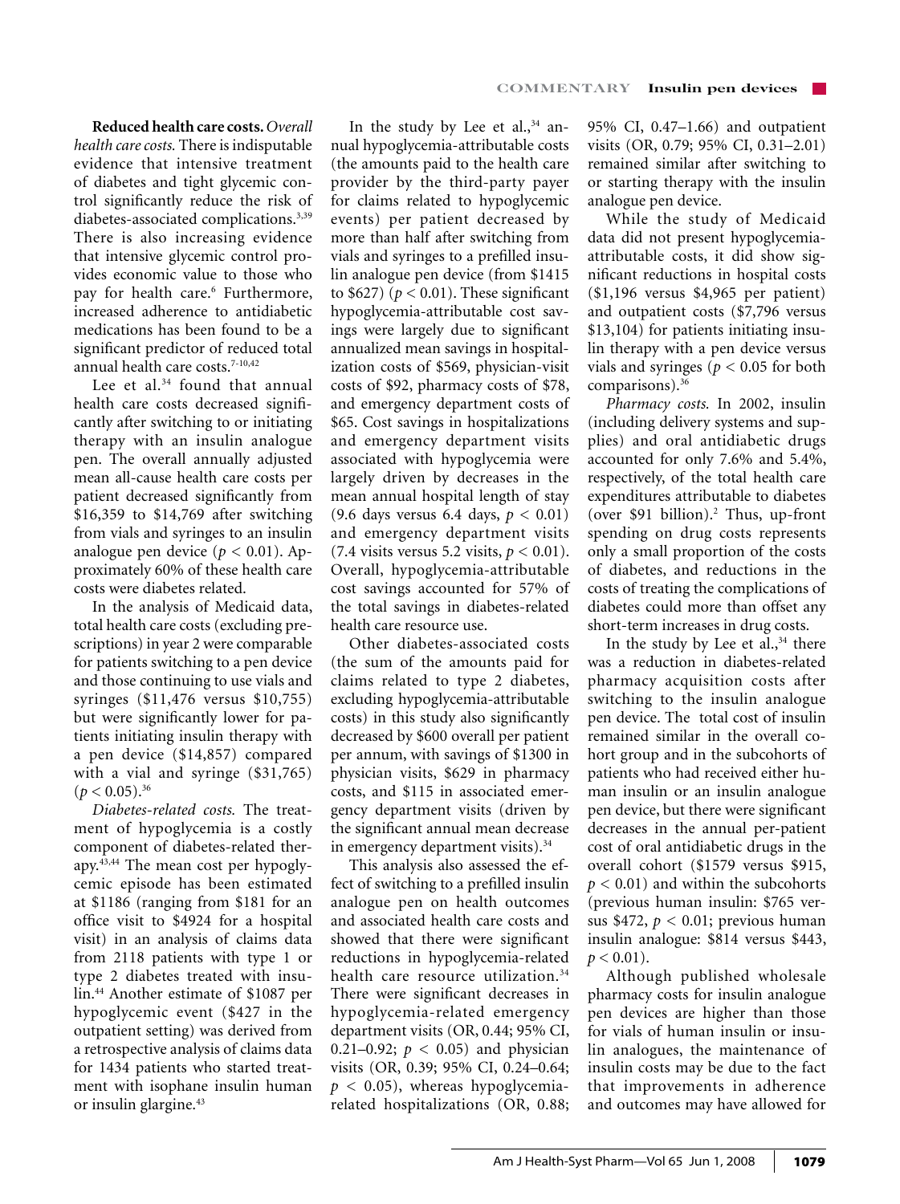**Reduced health care costs.** *Overall health care costs.* There is indisputable evidence that intensive treatment of diabetes and tight glycemic control significantly reduce the risk of diabetes-associated complications.[3,39] There is also increasing evidence that intensive glycemic control provides economic value to those who pay for health care.[6] Furthermore, increased adherence to antidiabetic medications has been found to be a significant predictor of reduced total annual health care costs.[7-10,42]

Lee et al.[34] found that annual health care costs decreased significantly after switching to or initiating therapy with an insulin analogue pen. The overall annually adjusted mean all-cause health care costs per patient decreased significantly from \$16,359 to \$14,769 after switching from vials and syringes to an insulin analogue pen device ($p < 0.01$). Approximately 60% of these health care costs were diabetes related.

In the analysis of Medicaid data, total health care costs (excluding prescriptions) in year 2 were comparable for patients switching to a pen device and those continuing to use vials and syringes (\$11,476 versus \$10,755) but were significantly lower for patients initiating insulin therapy with a pen device (\$14,857) compared with a vial and syringe (\$31,765) ($p < 0.05$).[36]

*Diabetes-related costs.* The treatment of hypoglycemia is a costly component of diabetes-related therapy.[43,44] The mean cost per hypoglycemic episode has been estimated at \$1186 (ranging from \$181 for an office visit to \$4924 for a hospital visit) in an analysis of claims data from 2118 patients with type 1 or type 2 diabetes treated with insulin.[44] Another estimate of \$1087 per hypoglycemic event (\$427 in the outpatient setting) was derived from a retrospective analysis of claims data for 1434 patients who started treatment with isophane insulin human or insulin glargine.[43]

In the study by Lee et al.,[34] annual hypoglycemia-attributable costs (the amounts paid to the health care provider by the third-party payer for claims related to hypoglycemic events) per patient decreased by more than half after switching from vials and syringes to a prefilled insulin analogue pen device (from \$1415 to \$627) ($p < 0.01$). These significant hypoglycemia-attributable cost savings were largely due to significant annualized mean savings in hospitalization costs of \$569, physician-visit costs of \$92, pharmacy costs of \$78, and emergency department costs of \$65. Cost savings in hospitalizations and emergency department visits associated with hypoglycemia were largely driven by decreases in the mean annual hospital length of stay (9.6 days versus 6.4 days, $p < 0.01$) and emergency department visits (7.4 visits versus 5.2 visits, $p < 0.01$). Overall, hypoglycemia-attributable cost savings accounted for 57% of the total savings in diabetes-related health care resource use.

Other diabetes-associated costs (the sum of the amounts paid for claims related to type 2 diabetes, excluding hypoglycemia-attributable costs) in this study also significantly decreased by \$600 overall per patient per annum, with savings of \$1300 in physician visits, \$629 in pharmacy costs, and \$115 in associated emergency department visits (driven by the significant annual mean decrease in emergency department visits).[34]

This analysis also assessed the effect of switching to a prefilled insulin analogue pen on health outcomes and associated health care costs and showed that there were significant reductions in hypoglycemia-related health care resource utilization.[34] There were significant decreases in hypoglycemia-related emergency department visits (OR, 0.44; 95% CI, 0.21–0.92; $p < 0.05$) and physician visits (OR, 0.39; 95% CI, 0.24–0.64; $p < 0.05$), whereas hypoglycemia-related hospitalizations (OR, 0.88; 95% CI, 0.47–1.66) and outpatient visits (OR, 0.79; 95% CI, 0.31–2.01) remained similar after switching to or starting therapy with the insulin analogue pen device.

While the study of Medicaid data did not present hypoglycemia-attributable costs, it did show significant reductions in hospital costs (\$1,196 versus \$4,965 per patient) and outpatient costs (\$7,796 versus \$13,104) for patients initiating insulin therapy with a pen device versus vials and syringes ($p < 0.05$ for both comparisons).[36]

*Pharmacy costs.* In 2002, insulin (including delivery systems and supplies) and oral antidiabetic drugs accounted for only 7.6% and 5.4%, respectively, of the total health care expenditures attributable to diabetes (over \$91 billion).[2] Thus, up-front spending on drug costs represents only a small proportion of the costs of diabetes, and reductions in the costs of treating the complications of diabetes could more than offset any short-term increases in drug costs.

In the study by Lee et al.,[34] there was a reduction in diabetes-related pharmacy acquisition costs after switching to the insulin analogue pen device. The total cost of insulin remained similar in the overall cohort group and in the subcohorts of patients who had received either human insulin or an insulin analogue pen device, but there were significant decreases in the annual per-patient cost of oral antidiabetic drugs in the overall cohort (\$1579 versus \$915, $p < 0.01$) and within the subcohorts (previous human insulin: \$765 versus \$472, $p < 0.01$; previous human insulin analogue: \$814 versus \$443, $p < 0.01$).

Although published wholesale pharmacy costs for insulin analogue pen devices are higher than those for vials of human insulin or insulin analogues, the maintenance of insulin costs may be due to the fact that improvements in adherence and outcomes may have allowed for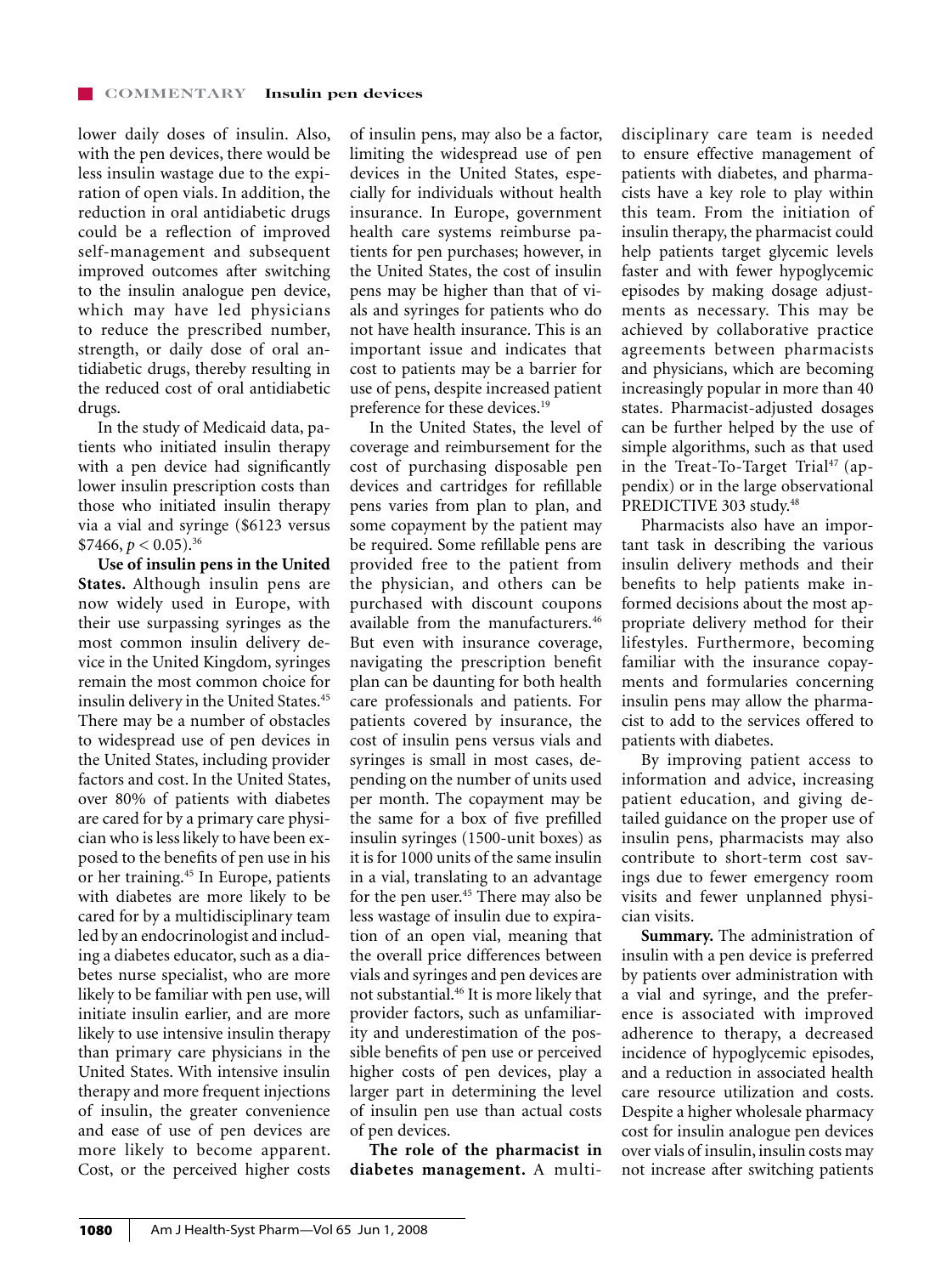lower daily doses of insulin. Also, with the pen devices, there would be less insulin wastage due to the expiration of open vials. In addition, the reduction in oral antidiabetic drugs could be a reflection of improved self-management and subsequent improved outcomes after switching to the insulin analogue pen device, which may have led physicians to reduce the prescribed number, strength, or daily dose of oral antidiabetic drugs, thereby resulting in the reduced cost of oral antidiabetic drugs.

In the study of Medicaid data, patients who initiated insulin therapy with a pen device had significantly lower insulin prescription costs than those who initiated insulin therapy via a vial and syringe ($6123 versus $7466, $p < 0.05$).[36]

**Use of insulin pens in the United States.** Although insulin pens are now widely used in Europe, with their use surpassing syringes as the most common insulin delivery device in the United Kingdom, syringes remain the most common choice for insulin delivery in the United States.[45] There may be a number of obstacles to widespread use of pen devices in the United States, including provider factors and cost. In the United States, over 80% of patients with diabetes are cared for by a primary care physician who is less likely to have been exposed to the benefits of pen use in his or her training.[45] In Europe, patients with diabetes are more likely to be cared for by a multidisciplinary team led by an endocrinologist and including a diabetes educator, such as a diabetes nurse specialist, who are more likely to be familiar with pen use, will initiate insulin earlier, and are more likely to use intensive insulin therapy than primary care physicians in the United States. With intensive insulin therapy and more frequent injections of insulin, the greater convenience and ease of use of pen devices are more likely to become apparent. Cost, or the perceived higher costs of insulin pens, may also be a factor, limiting the widespread use of pen devices in the United States, especially for individuals without health insurance. In Europe, government health care systems reimburse patients for pen purchases; however, in the United States, the cost of insulin pens may be higher than that of vials and syringes for patients who do not have health insurance. This is an important issue and indicates that cost to patients may be a barrier for use of pens, despite increased patient preference for these devices.[19]

In the United States, the level of coverage and reimbursement for the cost of purchasing disposable pen devices and cartridges for refillable pens varies from plan to plan, and some copayment by the patient may be required. Some refillable pens are provided free to the patient from the physician, and others can be purchased with discount coupons available from the manufacturers.[46] But even with insurance coverage, navigating the prescription benefit plan can be daunting for both health care professionals and patients. For patients covered by insurance, the cost of insulin pens versus vials and syringes is small in most cases, depending on the number of units used per month. The copayment may be the same for a box of five prefilled insulin syringes (1500-unit boxes) as it is for 1000 units of the same insulin in a vial, translating to an advantage for the pen user.[45] There may also be less wastage of insulin due to expiration of an open vial, meaning that the overall price differences between vials and syringes and pen devices are not substantial.[46] It is more likely that provider factors, such as unfamiliarity and underestimation of the possible benefits of pen use or perceived higher costs of pen devices, play a larger part in determining the level of insulin pen use than actual costs of pen devices.

**The role of the pharmacist in diabetes management.** A multidisciplinary care team is needed to ensure effective management of patients with diabetes, and pharmacists have a key role to play within this team. From the initiation of insulin therapy, the pharmacist could help patients target glycemic levels faster and with fewer hypoglycemic episodes by making dosage adjustments as necessary. This may be achieved by collaborative practice agreements between pharmacists and physicians, which are becoming increasingly popular in more than 40 states. Pharmacist-adjusted dosages can be further helped by the use of simple algorithms, such as that used in the Treat-To-Target Trial[47] (appendix) or in the large observational PREDICTIVE 303 study.[48]

Pharmacists also have an important task in describing the various insulin delivery methods and their benefits to help patients make informed decisions about the most appropriate delivery method for their lifestyles. Furthermore, becoming familiar with the insurance copayments and formularies concerning insulin pens may allow the pharmacist to add to the services offered to patients with diabetes.

By improving patient access to information and advice, increasing patient education, and giving detailed guidance on the proper use of insulin pens, pharmacists may also contribute to short-term cost savings due to fewer emergency room visits and fewer unplanned physician visits.

**Summary.** The administration of insulin with a pen device is preferred by patients over administration with a vial and syringe, and the preference is associated with improved adherence to therapy, a decreased incidence of hypoglycemic episodes, and a reduction in associated health care resource utilization and costs. Despite a higher wholesale pharmacy cost for insulin analogue pen devices over vials of insulin, insulin costs may not increase after switching patients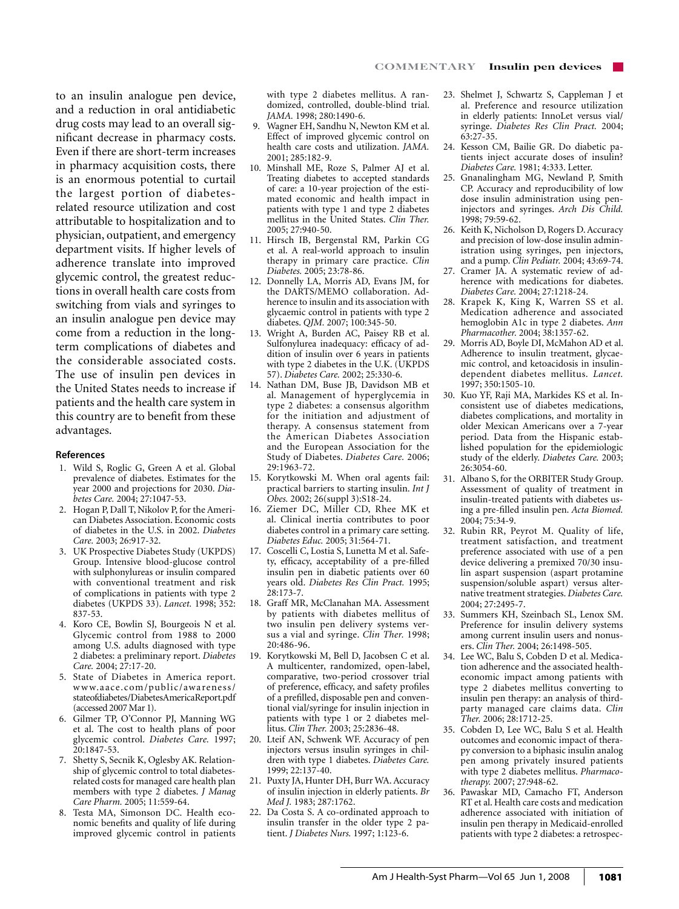to an insulin analogue pen device, and a reduction in oral antidiabetic drug costs may lead to an overall significant decrease in pharmacy costs. Even if there are short-term increases in pharmacy acquisition costs, there is an enormous potential to curtail the largest portion of diabetes-related resource utilization and cost attributable to hospitalization and to physician, outpatient, and emergency department visits. If higher levels of adherence translate into improved glycemic control, the greatest reductions in overall health care costs from switching from vials and syringes to an insulin analogue pen device may come from a reduction in the long-term complications of diabetes and the considerable associated costs. The use of insulin pen devices in the United States needs to increase if patients and the health care system in this country are to benefit from these advantages.

## References

1. Wild S, Roglic G, Green A et al. Global prevalence of diabetes. Estimates for the year 2000 and projections for 2030. *Diabetes Care.* 2004; 27:1047-53.
2. Hogan P, Dall T, Nikolov P, for the American Diabetes Association. Economic costs of diabetes in the U.S. in 2002. *Diabetes Care.* 2003; 26:917-32.
3. UK Prospective Diabetes Study (UKPDS) Group. Intensive blood-glucose control with sulphonylureas or insulin compared with conventional treatment and risk of complications in patients with type 2 diabetes (UKPDS 33). *Lancet.* 1998; 352: 837-53.
4. Koro CE, Bowlin SJ, Bourgeois N et al. Glycemic control from 1988 to 2000 among U.S. adults diagnosed with type 2 diabetes: a preliminary report. *Diabetes Care.* 2004; 27:17-20.
5. State of Diabetes in America report. www.aace.com/public/awareness/stateofdiabetes/DiabetesAmericaReport.pdf (accessed 2007 Mar 1).
6. Gilmer TP, O'Connor PJ, Manning WG et al. The cost to health plans of poor glycemic control. *Diabetes Care.* 1997; 20:1847-53.
7. Shetty S, Secnik K, Oglesby AK. Relationship of glycemic control to total diabetes-related costs for managed care health plan members with type 2 diabetes. *J Manag Care Pharm.* 2005; 11:559-64.
8. Testa MA, Simonson DC. Health economic benefits and quality of life during improved glycemic control in patients with type 2 diabetes mellitus. A randomized, controlled, double-blind trial. *JAMA.* 1998; 280:1490-6.
9. Wagner EH, Sandhu N, Newton KM et al. Effect of improved glycemic control on health care costs and utilization. *JAMA.* 2001; 285:182-9.
10. Minshall ME, Roze S, Palmer AJ et al. Treating diabetes to accepted standards of care: a 10-year projection of the estimated economic and health impact in patients with type 1 and type 2 diabetes mellitus in the United States. *Clin Ther.* 2005; 27:940-50.
11. Hirsch IB, Bergenstal RM, Parkin CG et al. A real-world approach to insulin therapy in primary care practice. *Clin Diabetes.* 2005; 23:78-86.
12. Donnelly LA, Morris AD, Evans JM, for the DARTS/MEMO collaboration. Adherence to insulin and its association with glycaemic control in patients with type 2 diabetes. *QJM.* 2007; 100:345-50.
13. Wright A, Burden AC, Paisey RB et al. Sulfonylurea inadequacy: efficacy of addition of insulin over 6 years in patients with type 2 diabetes in the U.K. (UKPDS 57). *Diabetes Care.* 2002; 25:330-6.
14. Nathan DM, Buse JB, Davidson MB et al. Management of hyperglycemia in type 2 diabetes: a consensus algorithm for the initiation and adjustment of therapy. A consensus statement from the American Diabetes Association and the European Association for the Study of Diabetes. *Diabetes Care.* 2006; 29:1963-72.
15. Korytkowski M. When oral agents fail: practical barriers to starting insulin. *Int J Obes.* 2002; 26(suppl 3):S18-24.
16. Ziemer DC, Miller CD, Rhee MK et al. Clinical inertia contributes to poor diabetes control in a primary care setting. *Diabetes Educ.* 2005; 31:564-71.
17. Coscelli C, Lostia S, Lunetta M et al. Safety, efficacy, acceptability of a pre-filled insulin pen in diabetic patients over 60 years old. *Diabetes Res Clin Pract.* 1995; 28:173-7.
18. Graff MR, McClanahan MA. Assessment by patients with diabetes mellitus of two insulin pen delivery systems versus a vial and syringe. *Clin Ther.* 1998; 20:486-96.
19. Korytkowski M, Bell D, Jacobsen C et al. A multicenter, randomized, open-label, comparative, two-period crossover trial of preference, efficacy, and safety profiles of a prefilled, disposable pen and conventional vial/syringe for insulin injection in patients with type 1 or 2 diabetes mellitus. *Clin Ther.* 2003; 25:2836-48.
20. Lteif AN, Schwenk WF. Accuracy of pen injectors versus insulin syringes in children with type 1 diabetes. *Diabetes Care.* 1999; 22:137-40.
21. Puxty JA, Hunter DH, Burr WA. Accuracy of insulin injection in elderly patients. *Br Med J.* 1983; 287:1762.
22. Da Costa S. A co-ordinated approach to insulin transfer in the older type 2 patient. *J Diabetes Nurs.* 1997; 1:123-6.
23. Shelmet J, Schwartz S, Cappleman J et al. Preference and resource utilization in elderly patients: InnoLet versus vial/syringe. *Diabetes Res Clin Pract.* 2004; 63:27-35.
24. Kesson CM, Bailie GR. Do diabetic patients inject accurate doses of insulin? *Diabetes Care.* 1981; 4:333. Letter.
25. Gnanalingham MG, Newland P, Smith CP. Accuracy and reproducibility of low dose insulin administration using pen-injectors and syringes. *Arch Dis Child.* 1998; 79:59-62.
26. Keith K, Nicholson D, Rogers D. Accuracy and precision of low-dose insulin administration using syringes, pen injectors, and a pump. *Clin Pediatr.* 2004; 43:69-74.
27. Cramer JA. A systematic review of adherence with medications for diabetes. *Diabetes Care.* 2004; 27:1218-24.
28. Krapek K, King K, Warren SS et al. Medication adherence and associated hemoglobin A1c in type 2 diabetes. *Ann Pharmacother.* 2004; 38:1357-62.
29. Morris AD, Boyle DI, McMahon AD et al. Adherence to insulin treatment, glycaemic control, and ketoacidosis in insulin-dependent diabetes mellitus. *Lancet.* 1997; 350:1505-10.
30. Kuo YF, Raji MA, Markides KS et al. Inconsistent use of diabetes medications, diabetes complications, and mortality in older Mexican Americans over a 7-year period. Data from the Hispanic established population for the epidemiologic study of the elderly. *Diabetes Care.* 2003; 26:3054-60.
31. Albano S, for the ORBITER Study Group. Assessment of quality of treatment in insulin-treated patients with diabetes using a pre-filled insulin pen. *Acta Biomed.* 2004; 75:34-9.
32. Rubin RR, Peyrot M. Quality of life, treatment satisfaction, and treatment preference associated with use of a pen device delivering a premixed 70/30 insulin aspart suspension (aspart protamine suspension/soluble aspart) versus alternative treatment strategies. *Diabetes Care.* 2004; 27:2495-7.
33. Summers KH, Szeinbach SL, Lenox SM. Preference for insulin delivery systems among current insulin users and nonusers. *Clin Ther.* 2004; 26:1498-505.
34. Lee WC, Balu S, Cobden D et al. Medication adherence and the associated health-economic impact among patients with type 2 diabetes mellitus converting to insulin pen therapy: an analysis of third-party managed care claims data. *Clin Ther.* 2006; 28:1712-25.
35. Cobden D, Lee WC, Balu S et al. Health outcomes and economic impact of therapy conversion to a biphasic insulin analog pen among privately insured patients with type 2 diabetes mellitus. *Pharmacotherapy.* 2007; 27:948-62.
36. Pawaskar MD, Camacho FT, Anderson RT et al. Health care costs and medication adherence associated with initiation of insulin pen therapy in Medicaid-enrolled patients with type 2 diabetes: a retrospec-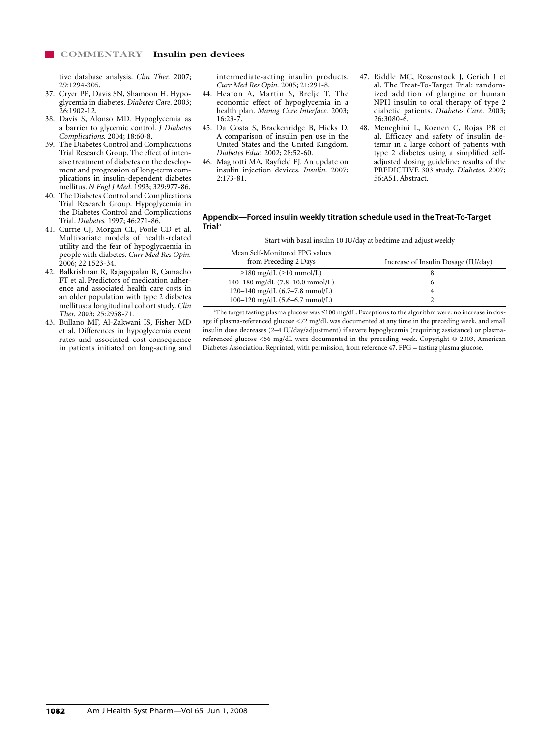tive database analysis. *Clin Ther.* 2007; 29:1294-305.

37. Cryer PE, Davis SN, Shamoon H. Hypoglycemia in diabetes. *Diabetes Care.* 2003; 26:1902-12.
38. Davis S, Alonso MD. Hypoglycemia as a barrier to glycemic control. *J Diabetes Complications.* 2004; 18:60-8.
39. The Diabetes Control and Complications Trial Research Group. The effect of intensive treatment of diabetes on the development and progression of long-term complications in insulin-dependent diabetes mellitus. *N Engl J Med.* 1993; 329:977-86.
40. The Diabetes Control and Complications Trial Research Group. Hypoglycemia in the Diabetes Control and Complications Trial. *Diabetes.* 1997; 46:271-86.
41. Currie CJ, Morgan CL, Poole CD et al. Multivariate models of health-related utility and the fear of hypoglycaemia in people with diabetes. *Curr Med Res Opin.* 2006; 22:1523-34.
42. Balkrishnan R, Rajagopalan R, Camacho FT et al. Predictors of medication adherence and associated health care costs in an older population with type 2 diabetes mellitus: a longitudinal cohort study. *Clin Ther.* 2003; 25:2958-71.
43. Bullano MF, Al-Zakwani IS, Fisher MD et al. Differences in hypoglycemia event rates and associated cost-consequence in patients initiated on long-acting and intermediate-acting insulin products. *Curr Med Res Opin.* 2005; 21:291-8.
44. Heaton A, Martin S, Brelje T. The economic effect of hypoglycemia in a health plan. *Manag Care Interface.* 2003; 16:23-7.
45. Da Costa S, Brackenridge B, Hicks D. A comparison of insulin pen use in the United States and the United Kingdom. *Diabetes Educ.* 2002; 28:52-60.
46. Magnotti MA, Rayfield EJ. An update on insulin injection devices. *Insulin.* 2007; 2:173-81.
47. Riddle MC, Rosenstock J, Gerich J et al. The Treat-To-Target Trial: randomized addition of glargine or human NPH insulin to oral therapy of type 2 diabetic patients. *Diabetes Care.* 2003; 26:3080-6.
48. Meneghini L, Koenen C, Rojas PB et al. Efficacy and safety of insulin detemir in a large cohort of patients with type 2 diabetes using a simplified self-adjusted dosing guideline: results of the PREDICTIVE 303 study. *Diabetes.* 2007; 56:A51. Abstract.

**Appendix—Forced insulin weekly titration schedule used in the Treat-To-Target Trial[a]**

Start with basal insulin 10 IU/day at bedtime and adjust weekly

| Mean Self-Monitored FPG values from Preceding 2 Days | Increase of Insulin Dosage (IU/day) |
|---|---|
| ≥180 mg/dL (≥10 mmol/L) | 8 |
| 140–180 mg/dL (7.8–10.0 mmol/L) | 6 |
| 120–140 mg/dL (6.7–7.8 mmol/L) | 4 |
| 100–120 mg/dL (5.6–6.7 mmol/L) | 2 |

[a]The target fasting plasma glucose was ≤100 mg/dL. Exceptions to the algorithm were: no increase in dosage if plasma-referenced glucose <72 mg/dL was documented at any time in the preceding week, and small insulin dose decreases (2–4 IU/day/adjustment) if severe hypoglycemia (requiring assistance) or plasma-referenced glucose <56 mg/dL were documented in the preceding week. Copyright © 2003, American Diabetes Association. Reprinted, with permission, from reference 47. FPG = fasting plasma glucose.